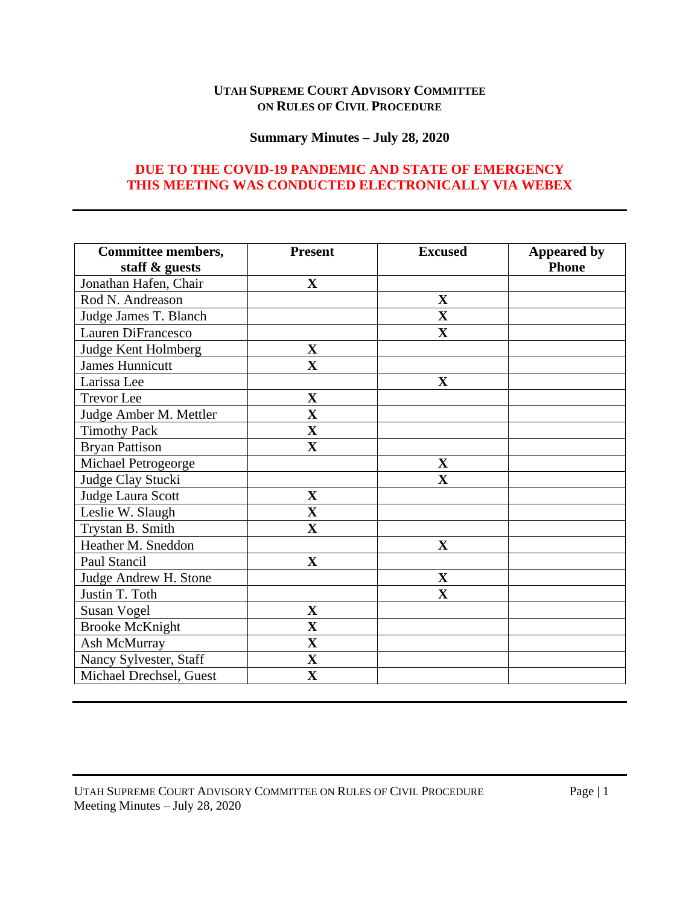**UTAH SUPREME COURT ADVISORY COMMITTEE ON RULES OF CIVIL PROCEDURE**

**Summary Minutes – July 28, 2020**

**DUE TO THE COVID-19 PANDEMIC AND STATE OF EMERGENCY THIS MEETING WAS CONDUCTED ELECTRONICALLY VIA WEBEX**

| Committee members, staff & guests | Present | Excused | Appeared by Phone |
|---|---|---|---|
| Jonathan Hafen, Chair | X | | |
| Rod N. Andreason | | X | |
| Judge James T. Blanch | | X | |
| Lauren DiFrancesco | | X | |
| Judge Kent Holmberg | X | | |
| James Hunnicutt | X | | |
| Larissa Lee | | X | |
| Trevor Lee | X | | |
| Judge Amber M. Mettler | X | | |
| Timothy Pack | X | | |
| Bryan Pattison | X | | |
| Michael Petrogeorge | | X | |
| Judge Clay Stucki | | X | |
| Judge Laura Scott | X | | |
| Leslie W. Slaugh | X | | |
| Trystan B. Smith | X | | |
| Heather M. Sneddon | | X | |
| Paul Stancil | X | | |
| Judge Andrew H. Stone | | X | |
| Justin T. Toth | | X | |
| Susan Vogel | X | | |
| Brooke McKnight | X | | |
| Ash McMurray | X | | |
| Nancy Sylvester, Staff | X | | |
| Michael Drechsel, Guest | X | | |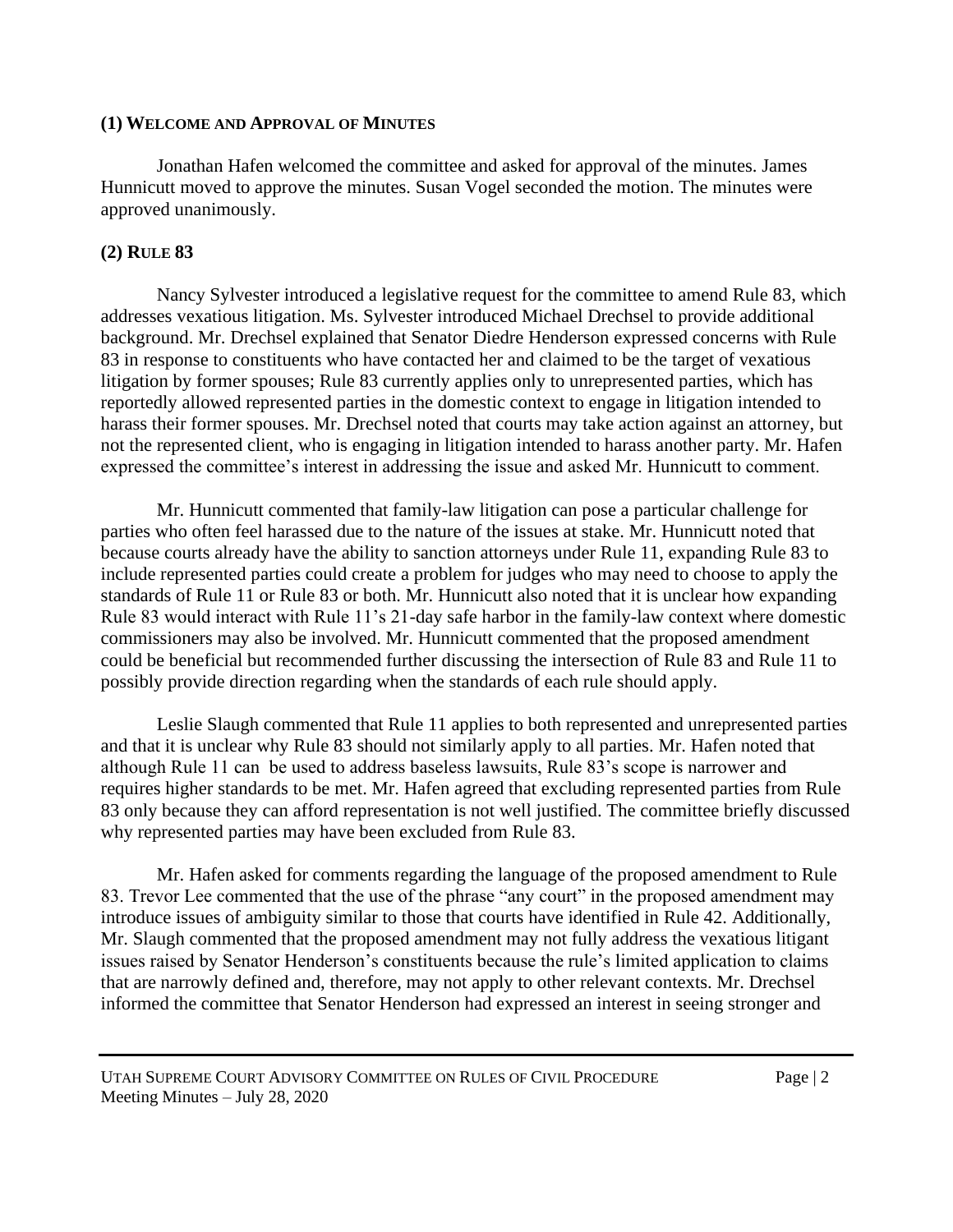## (1) Welcome and Approval of Minutes

Jonathan Hafen welcomed the committee and asked for approval of the minutes. James Hunnicutt moved to approve the minutes. Susan Vogel seconded the motion. The minutes were approved unanimously.

## (2) Rule 83

Nancy Sylvester introduced a legislative request for the committee to amend Rule 83, which addresses vexatious litigation. Ms. Sylvester introduced Michael Drechsel to provide additional background. Mr. Drechsel explained that Senator Diedre Henderson expressed concerns with Rule 83 in response to constituents who have contacted her and claimed to be the target of vexatious litigation by former spouses; Rule 83 currently applies only to unrepresented parties, which has reportedly allowed represented parties in the domestic context to engage in litigation intended to harass their former spouses. Mr. Drechsel noted that courts may take action against an attorney, but not the represented client, who is engaging in litigation intended to harass another party. Mr. Hafen expressed the committee's interest in addressing the issue and asked Mr. Hunnicutt to comment.

Mr. Hunnicutt commented that family-law litigation can pose a particular challenge for parties who often feel harassed due to the nature of the issues at stake. Mr. Hunnicutt noted that because courts already have the ability to sanction attorneys under Rule 11, expanding Rule 83 to include represented parties could create a problem for judges who may need to choose to apply the standards of Rule 11 or Rule 83 or both. Mr. Hunnicutt also noted that it is unclear how expanding Rule 83 would interact with Rule 11's 21-day safe harbor in the family-law context where domestic commissioners may also be involved. Mr. Hunnicutt commented that the proposed amendment could be beneficial but recommended further discussing the intersection of Rule 83 and Rule 11 to possibly provide direction regarding when the standards of each rule should apply.

Leslie Slaugh commented that Rule 11 applies to both represented and unrepresented parties and that it is unclear why Rule 83 should not similarly apply to all parties. Mr. Hafen noted that although Rule 11 can be used to address baseless lawsuits, Rule 83's scope is narrower and requires higher standards to be met. Mr. Hafen agreed that excluding represented parties from Rule 83 only because they can afford representation is not well justified. The committee briefly discussed why represented parties may have been excluded from Rule 83.

Mr. Hafen asked for comments regarding the language of the proposed amendment to Rule 83. Trevor Lee commented that the use of the phrase "any court" in the proposed amendment may introduce issues of ambiguity similar to those that courts have identified in Rule 42. Additionally, Mr. Slaugh commented that the proposed amendment may not fully address the vexatious litigant issues raised by Senator Henderson's constituents because the rule's limited application to claims that are narrowly defined and, therefore, may not apply to other relevant contexts. Mr. Drechsel informed the committee that Senator Henderson had expressed an interest in seeing stronger and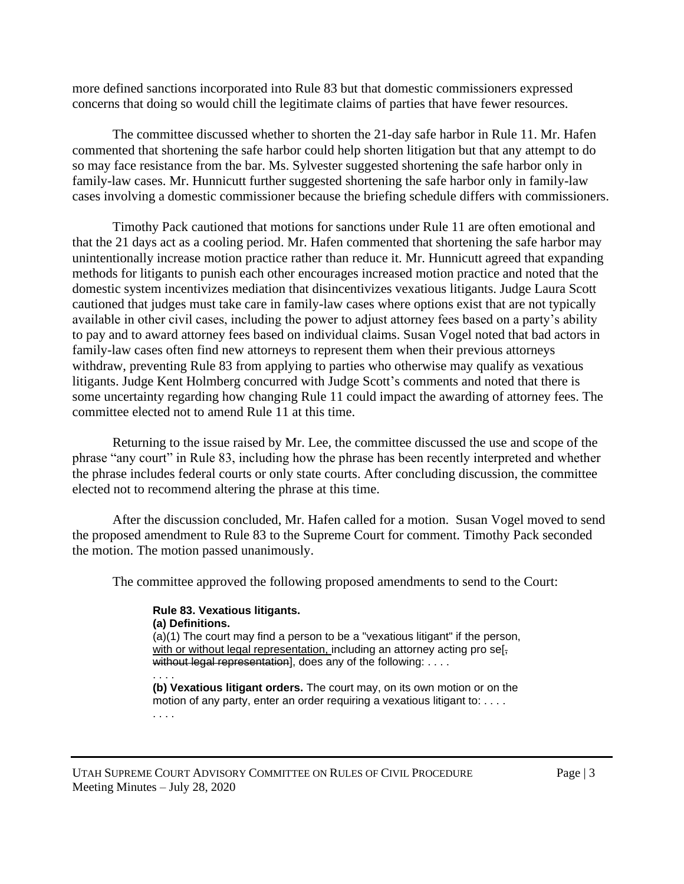more defined sanctions incorporated into Rule 83 but that domestic commissioners expressed concerns that doing so would chill the legitimate claims of parties that have fewer resources.

The committee discussed whether to shorten the 21-day safe harbor in Rule 11. Mr. Hafen commented that shortening the safe harbor could help shorten litigation but that any attempt to do so may face resistance from the bar. Ms. Sylvester suggested shortening the safe harbor only in family-law cases. Mr. Hunnicutt further suggested shortening the safe harbor only in family-law cases involving a domestic commissioner because the briefing schedule differs with commissioners.

Timothy Pack cautioned that motions for sanctions under Rule 11 are often emotional and that the 21 days act as a cooling period. Mr. Hafen commented that shortening the safe harbor may unintentionally increase motion practice rather than reduce it. Mr. Hunnicutt agreed that expanding methods for litigants to punish each other encourages increased motion practice and noted that the domestic system incentivizes mediation that disincentivizes vexatious litigants. Judge Laura Scott cautioned that judges must take care in family-law cases where options exist that are not typically available in other civil cases, including the power to adjust attorney fees based on a party's ability to pay and to award attorney fees based on individual claims. Susan Vogel noted that bad actors in family-law cases often find new attorneys to represent them when their previous attorneys withdraw, preventing Rule 83 from applying to parties who otherwise may qualify as vexatious litigants. Judge Kent Holmberg concurred with Judge Scott's comments and noted that there is some uncertainty regarding how changing Rule 11 could impact the awarding of attorney fees. The committee elected not to amend Rule 11 at this time.

Returning to the issue raised by Mr. Lee, the committee discussed the use and scope of the phrase "any court" in Rule 83, including how the phrase has been recently interpreted and whether the phrase includes federal courts or only state courts. After concluding discussion, the committee elected not to recommend altering the phrase at this time.

After the discussion concluded, Mr. Hafen called for a motion. Susan Vogel moved to send the proposed amendment to Rule 83 to the Supreme Court for comment. Timothy Pack seconded the motion. The motion passed unanimously.

The committee approved the following proposed amendments to send to the Court:

> **Rule 83. Vexatious litigants.**
> **(a) Definitions.**
> (a)(1) The court may find a person to be a "vexatious litigant" if the person, <u>with or without legal representation,</u> including an attorney acting pro se[~~, without legal representation~~], does any of the following: . . . .
> . . . .
> **(b) Vexatious litigant orders.** The court may, on its own motion or on the motion of any party, enter an order requiring a vexatious litigant to: . . . .
> . . . .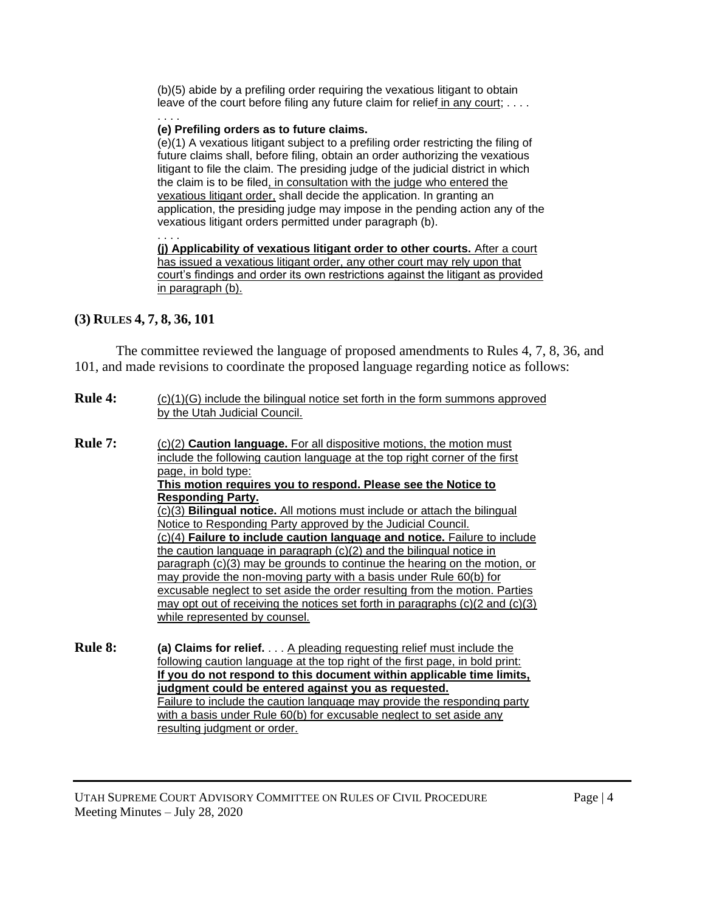(b)(5) abide by a prefiling order requiring the vexatious litigant to obtain leave of the court before filing any future claim for relief in any court; . . . .

. . . .

**(e) Prefiling orders as to future claims.**

(e)(1) A vexatious litigant subject to a prefiling order restricting the filing of future claims shall, before filing, obtain an order authorizing the vexatious litigant to file the claim. The presiding judge of the judicial district in which the claim is to be filed, in consultation with the judge who entered the vexatious litigant order, shall decide the application. In granting an application, the presiding judge may impose in the pending action any of the vexatious litigant orders permitted under paragraph (b).

. . . .

**(j) Applicability of vexatious litigant order to other courts.** After a court has issued a vexatious litigant order, any other court may rely upon that court's findings and order its own restrictions against the litigant as provided in paragraph (b).

### (3) Rules 4, 7, 8, 36, 101

The committee reviewed the language of proposed amendments to Rules 4, 7, 8, 36, and 101, and made revisions to coordinate the proposed language regarding notice as follows:

**Rule 4:** (c)(1)(G) include the bilingual notice set forth in the form summons approved by the Utah Judicial Council.

**Rule 7:** (c)(2) **Caution language.** For all dispositive motions, the motion must include the following caution language at the top right corner of the first page, in bold type:

**This motion requires you to respond. Please see the Notice to Responding Party.**

(c)(3) **Bilingual notice.** All motions must include or attach the bilingual Notice to Responding Party approved by the Judicial Council.

(c)(4) **Failure to include caution language and notice.** Failure to include the caution language in paragraph (c)(2) and the bilingual notice in paragraph (c)(3) may be grounds to continue the hearing on the motion, or may provide the non-moving party with a basis under Rule 60(b) for excusable neglect to set aside the order resulting from the motion. Parties may opt out of receiving the notices set forth in paragraphs (c)(2 and (c)(3) while represented by counsel.

**Rule 8:** **(a) Claims for relief.** . . . A pleading requesting relief must include the following caution language at the top right of the first page, in bold print:

**If you do not respond to this document within applicable time limits, judgment could be entered against you as requested.**

Failure to include the caution language may provide the responding party with a basis under Rule 60(b) for excusable neglect to set aside any resulting judgment or order.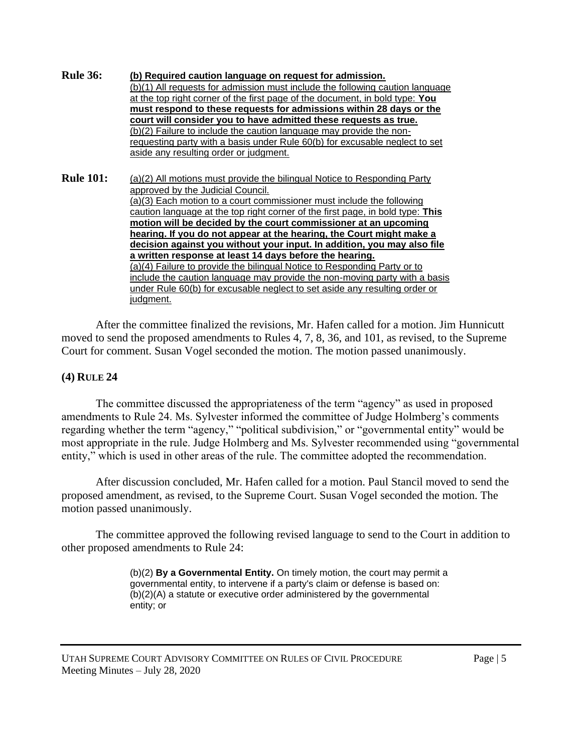**Rule 36:** **(b) Required caution language on request for admission.**
(b)(1) All requests for admission must include the following caution language at the top right corner of the first page of the document, in bold type: **You must respond to these requests for admissions within 28 days or the court will consider you to have admitted these requests as true.**
(b)(2) Failure to include the caution language may provide the non-requesting party with a basis under Rule 60(b) for excusable neglect to set aside any resulting order or judgment.

**Rule 101:** (a)(2) All motions must provide the bilingual Notice to Responding Party approved by the Judicial Council.
(a)(3) Each motion to a court commissioner must include the following caution language at the top right corner of the first page, in bold type: **This motion will be decided by the court commissioner at an upcoming hearing. If you do not appear at the hearing, the Court might make a decision against you without your input. In addition, you may also file a written response at least 14 days before the hearing.**
(a)(4) Failure to provide the bilingual Notice to Responding Party or to include the caution language may provide the non-moving party with a basis under Rule 60(b) for excusable neglect to set aside any resulting order or judgment.

After the committee finalized the revisions, Mr. Hafen called for a motion. Jim Hunnicutt moved to send the proposed amendments to Rules 4, 7, 8, 36, and 101, as revised, to the Supreme Court for comment. Susan Vogel seconded the motion. The motion passed unanimously.

## (4) RULE 24

The committee discussed the appropriateness of the term "agency" as used in proposed amendments to Rule 24. Ms. Sylvester informed the committee of Judge Holmberg's comments regarding whether the term "agency," "political subdivision," or "governmental entity" would be most appropriate in the rule. Judge Holmberg and Ms. Sylvester recommended using "governmental entity," which is used in other areas of the rule. The committee adopted the recommendation.

After discussion concluded, Mr. Hafen called for a motion. Paul Stancil moved to send the proposed amendment, as revised, to the Supreme Court. Susan Vogel seconded the motion. The motion passed unanimously.

The committee approved the following revised language to send to the Court in addition to other proposed amendments to Rule 24:

> (b)(2) **By a Governmental Entity.** On timely motion, the court may permit a governmental entity, to intervene if a party's claim or defense is based on:
> (b)(2)(A) a statute or executive order administered by the governmental entity; or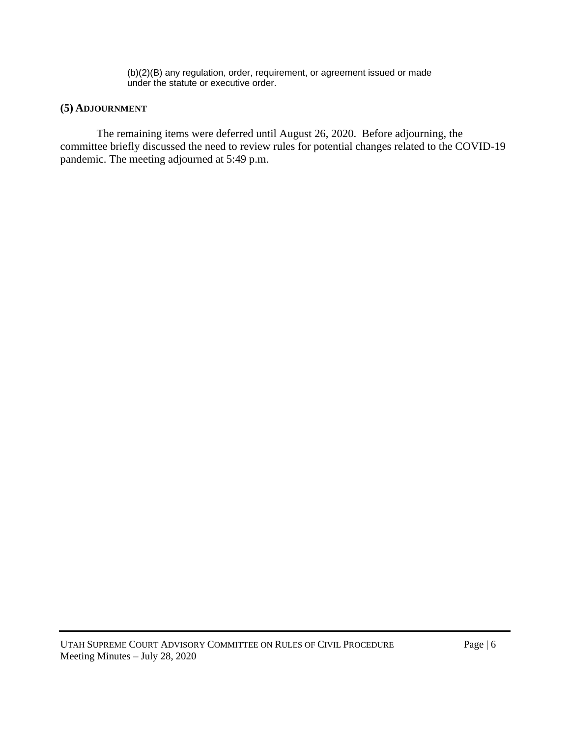(b)(2)(B) any regulation, order, requirement, or agreement issued or made under the statute or executive order.

### (5) ADJOURNMENT

The remaining items were deferred until August 26, 2020. Before adjourning, the committee briefly discussed the need to review rules for potential changes related to the COVID-19 pandemic. The meeting adjourned at 5:49 p.m.